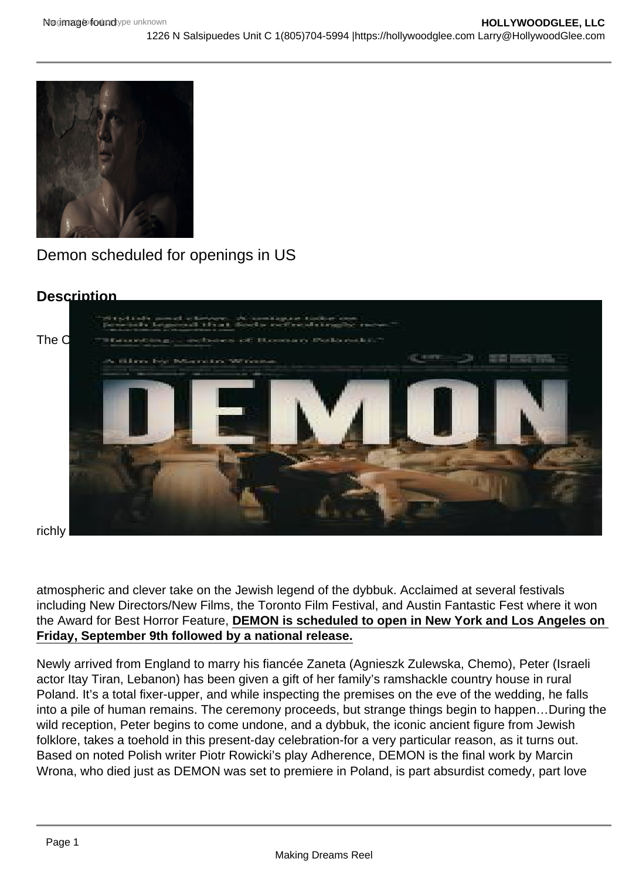Demon scheduled for openings in US

**Description**

The O

richly

atmospheric and clever take on the Jewish legend of the dybbuk. Acclaimed at several festivals including New Directors/New Films, the Toronto Film Festival, and Austin Fantastic Fest where it won the Award for Best Horror Feature, **DEMON is scheduled to open in New York and Los Angeles on Friday, September 9th followed by a national release.**

Newly arrived from England to marry his fiancée Zaneta (Agnieszk Zulewska, Chemo), Peter (Israeli actor Itay Tiran, Lebanon) has been given a gift of her family's ramshackle country house in rural Poland. It's a total fixer-upper, and while inspecting the premises on the eve of the wedding, he falls into a pile of human remains. The ceremony proceeds, but strange things begin to happen…During the wild reception, Peter begins to come undone, and a dybbuk, the iconic ancient figure from Jewish folklore, takes a toehold in this present-day celebration-for a very particular reason, as it turns out. Based on noted Polish writer Piotr Rowicki's play Adherence, DEMON is the final work by Marcin Wrona, who died just as DEMON was set to premiere in Poland, is part absurdist comedy, part love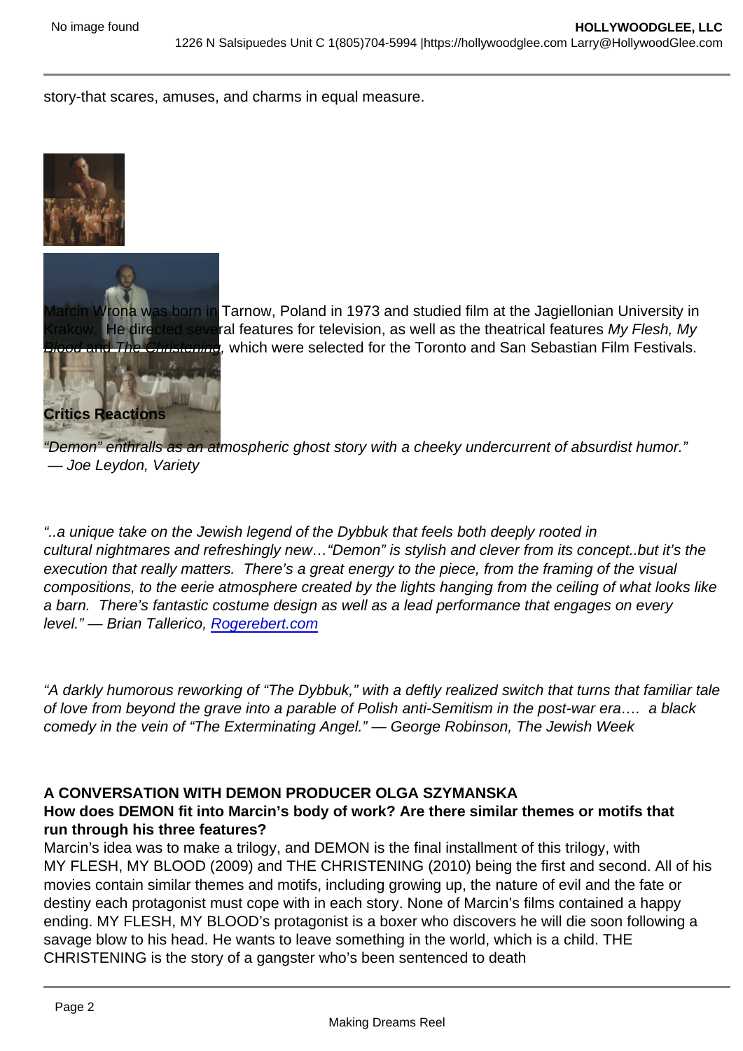story-that scares, amuses, and charms in equal measure.

Marcin Wrona was born in Tarnow, Poland in 1973 and studied film at the Jagiellonian University in Krakow. He directed several features for television, as well as the theatrical features *My Flesh, My Blood* and *The Christening*, which were selected for the Toronto and San Sebastian Film Festivals.

**Critics Reactions**

*"Demon" enthralls as an atmospheric ghost story with a cheeky undercurrent of absurdist humor." — Joe Leydon, Variety*

*"..a unique take on the Jewish legend of the Dybbuk that feels both deeply rooted in cultural nightmares and refreshingly new…"Demon" is stylish and clever from its concept..but it's the execution that really matters. There's a great energy to the piece, from the framing of the visual compositions, to the eerie atmosphere created by the lights hanging from the ceiling of what looks like a barn. There's fantastic costume design as well as a lead performance that engages on every level." — Brian Tallerico, Rogerebert.com*

*"A darkly humorous reworking of "The Dybbuk," with a deftly realized switch that turns that familiar tale of love from beyond the grave into a parable of Polish anti-Semitism in the post-war era…. a black comedy in the vein of "The Exterminating Angel." — George Robinson, The Jewish Week*

**A CONVERSATION WITH DEMON PRODUCER OLGA SZYMANSKA**

**How does DEMON fit into Marcin's body of work? Are there similar themes or motifs that run through his three features?**

Marcin's idea was to make a trilogy, and DEMON is the final installment of this trilogy, with MY FLESH, MY BLOOD (2009) and THE CHRISTENING (2010) being the first and second. All of his movies contain similar themes and motifs, including growing up, the nature of evil and the fate or destiny each protagonist must cope with in each story. None of Marcin's films contained a happy ending. MY FLESH, MY BLOOD's protagonist is a boxer who discovers he will die soon following a savage blow to his head. He wants to leave something in the world, which is a child. THE CHRISTENING is the story of a gangster who's been sentenced to death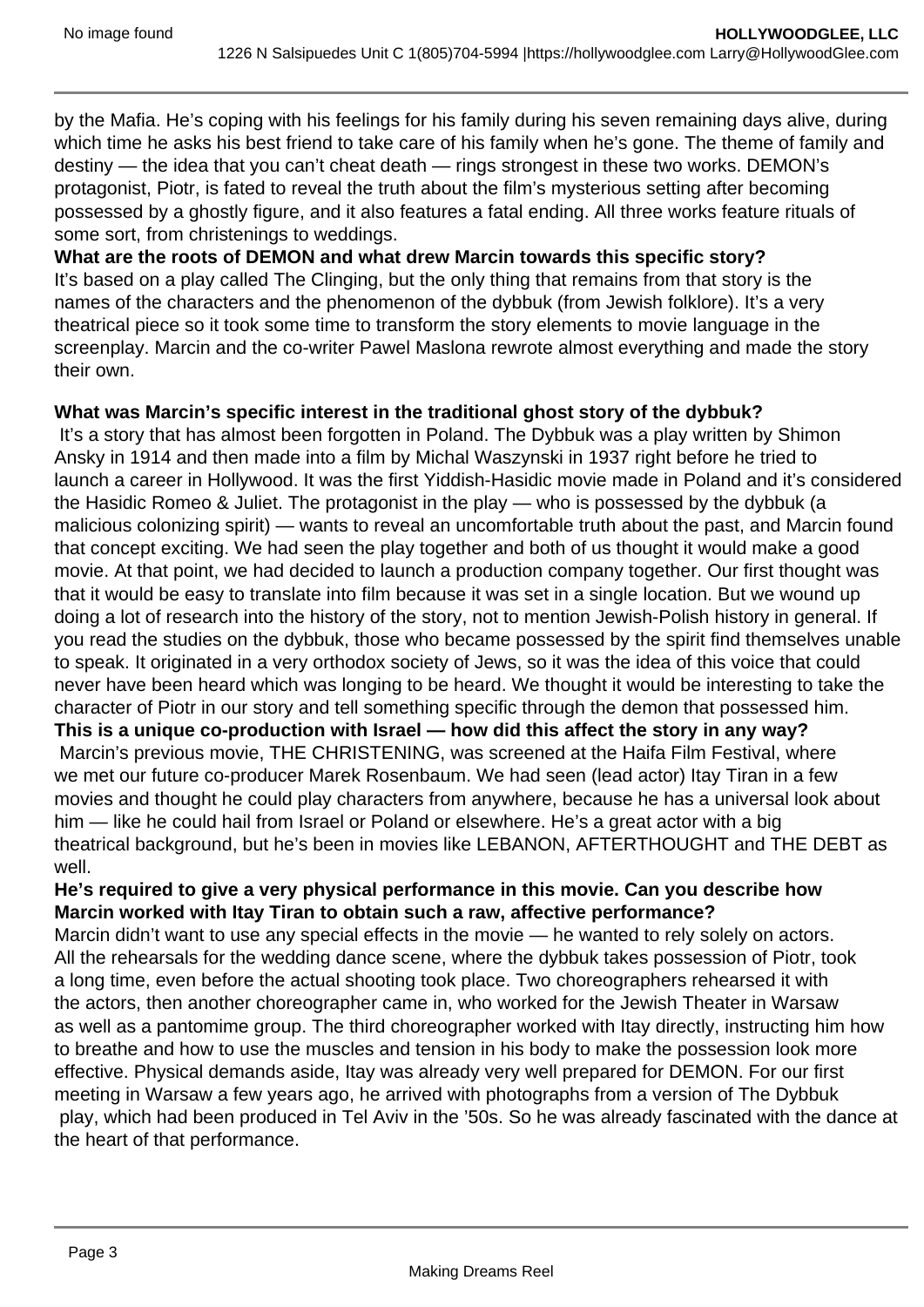by the Mafia. He's coping with his feelings for his family during his seven remaining days alive, during which time he asks his best friend to take care of his family when he's gone. The theme of family and destiny — the idea that you can't cheat death — rings strongest in these two works. DEMON's protagonist, Piotr, is fated to reveal the truth about the film's mysterious setting after becoming possessed by a ghostly figure, and it also features a fatal ending. All three works feature rituals of some sort, from christenings to weddings.

**What are the roots of DEMON and what drew Marcin towards this specific story?**

It's based on a play called The Clinging, but the only thing that remains from that story is the names of the characters and the phenomenon of the dybbuk (from Jewish folklore). It's a very theatrical piece so it took some time to transform the story elements to movie language in the screenplay. Marcin and the co-writer Pawel Maslona rewrote almost everything and made the story their own.

**What was Marcin's specific interest in the traditional ghost story of the dybbuk?**

It's a story that has almost been forgotten in Poland. The Dybbuk was a play written by Shimon Ansky in 1914 and then made into a film by Michal Waszynski in 1937 right before he tried to launch a career in Hollywood. It was the first Yiddish-Hasidic movie made in Poland and it's considered the Hasidic Romeo & Juliet. The protagonist in the play — who is possessed by the dybbuk (a malicious colonizing spirit) — wants to reveal an uncomfortable truth about the past, and Marcin found that concept exciting. We had seen the play together and both of us thought it would make a good movie. At that point, we had decided to launch a production company together. Our first thought was that it would be easy to translate into film because it was set in a single location. But we wound up doing a lot of research into the history of the story, not to mention Jewish-Polish history in general. If you read the studies on the dybbuk, those who became possessed by the spirit find themselves unable to speak. It originated in a very orthodox society of Jews, so it was the idea of this voice that could never have been heard which was longing to be heard. We thought it would be interesting to take the character of Piotr in our story and tell something specific through the demon that possessed him.

**This is a unique co-production with Israel — how did this affect the story in any way?**

Marcin's previous movie, THE CHRISTENING, was screened at the Haifa Film Festival, where we met our future co-producer Marek Rosenbaum. We had seen (lead actor) Itay Tiran in a few movies and thought he could play characters from anywhere, because he has a universal look about him — like he could hail from Israel or Poland or elsewhere. He's a great actor with a big theatrical background, but he's been in movies like LEBANON, AFTERTHOUGHT and THE DEBT as well.

**He's required to give a very physical performance in this movie. Can you describe how Marcin worked with Itay Tiran to obtain such a raw, affective performance?**

Marcin didn't want to use any special effects in the movie — he wanted to rely solely on actors. All the rehearsals for the wedding dance scene, where the dybbuk takes possession of Piotr, took a long time, even before the actual shooting took place. Two choreographers rehearsed it with the actors, then another choreographer came in, who worked for the Jewish Theater in Warsaw as well as a pantomime group. The third choreographer worked with Itay directly, instructing him how to breathe and how to use the muscles and tension in his body to make the possession look more effective. Physical demands aside, Itay was already very well prepared for DEMON. For our first meeting in Warsaw a few years ago, he arrived with photographs from a version of The Dybbuk play, which had been produced in Tel Aviv in the '50s. So he was already fascinated with the dance at the heart of that performance.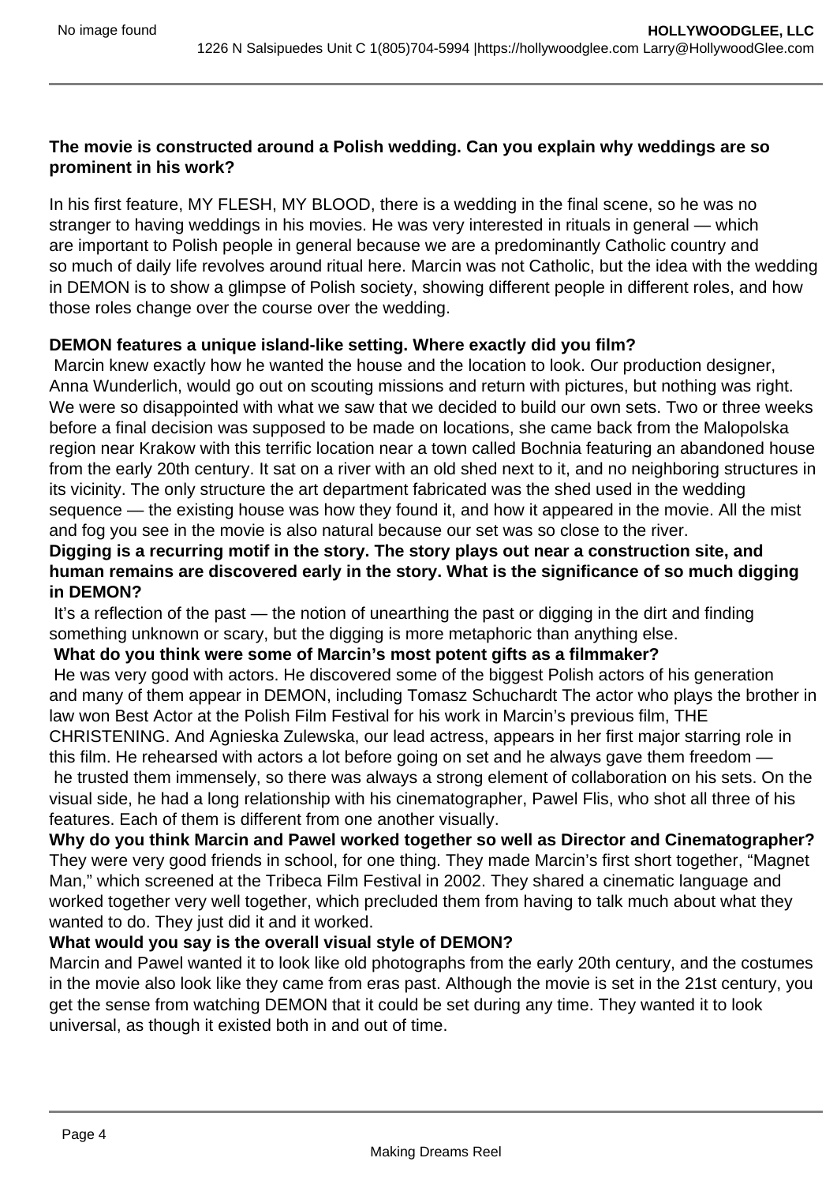**The movie is constructed around a Polish wedding. Can you explain why weddings are so prominent in his work?**

In his first feature, MY FLESH, MY BLOOD, there is a wedding in the final scene, so he was no stranger to having weddings in his movies. He was very interested in rituals in general — which are important to Polish people in general because we are a predominantly Catholic country and so much of daily life revolves around ritual here. Marcin was not Catholic, but the idea with the wedding in DEMON is to show a glimpse of Polish society, showing different people in different roles, and how those roles change over the course over the wedding.

**DEMON features a unique island-like setting. Where exactly did you film?**

Marcin knew exactly how he wanted the house and the location to look. Our production designer, Anna Wunderlich, would go out on scouting missions and return with pictures, but nothing was right. We were so disappointed with what we saw that we decided to build our own sets. Two or three weeks before a final decision was supposed to be made on locations, she came back from the Malopolska region near Krakow with this terrific location near a town called Bochnia featuring an abandoned house from the early 20th century. It sat on a river with an old shed next to it, and no neighboring structures in its vicinity. The only structure the art department fabricated was the shed used in the wedding sequence — the existing house was how they found it, and how it appeared in the movie. All the mist and fog you see in the movie is also natural because our set was so close to the river.

**Digging is a recurring motif in the story. The story plays out near a construction site, and human remains are discovered early in the story. What is the significance of so much digging in DEMON?**

It's a reflection of the past — the notion of unearthing the past or digging in the dirt and finding something unknown or scary, but the digging is more metaphoric than anything else.

**What do you think were some of Marcin's most potent gifts as a filmmaker?**

He was very good with actors. He discovered some of the biggest Polish actors of his generation and many of them appear in DEMON, including Tomasz Schuchardt The actor who plays the brother in law won Best Actor at the Polish Film Festival for his work in Marcin's previous film, THE CHRISTENING. And Agnieska Zulewska, our lead actress, appears in her first major starring role in this film. He rehearsed with actors a lot before going on set and he always gave them freedom — he trusted them immensely, so there was always a strong element of collaboration on his sets. On the visual side, he had a long relationship with his cinematographer, Pawel Flis, who shot all three of his features. Each of them is different from one another visually.

**Why do you think Marcin and Pawel worked together so well as Director and Cinematographer?**

They were very good friends in school, for one thing. They made Marcin's first short together, "Magnet Man," which screened at the Tribeca Film Festival in 2002. They shared a cinematic language and worked together very well together, which precluded them from having to talk much about what they wanted to do. They just did it and it worked.

**What would you say is the overall visual style of DEMON?**

Marcin and Pawel wanted it to look like old photographs from the early 20th century, and the costumes in the movie also look like they came from eras past. Although the movie is set in the 21st century, you get the sense from watching DEMON that it could be set during any time. They wanted it to look universal, as though it existed both in and out of time.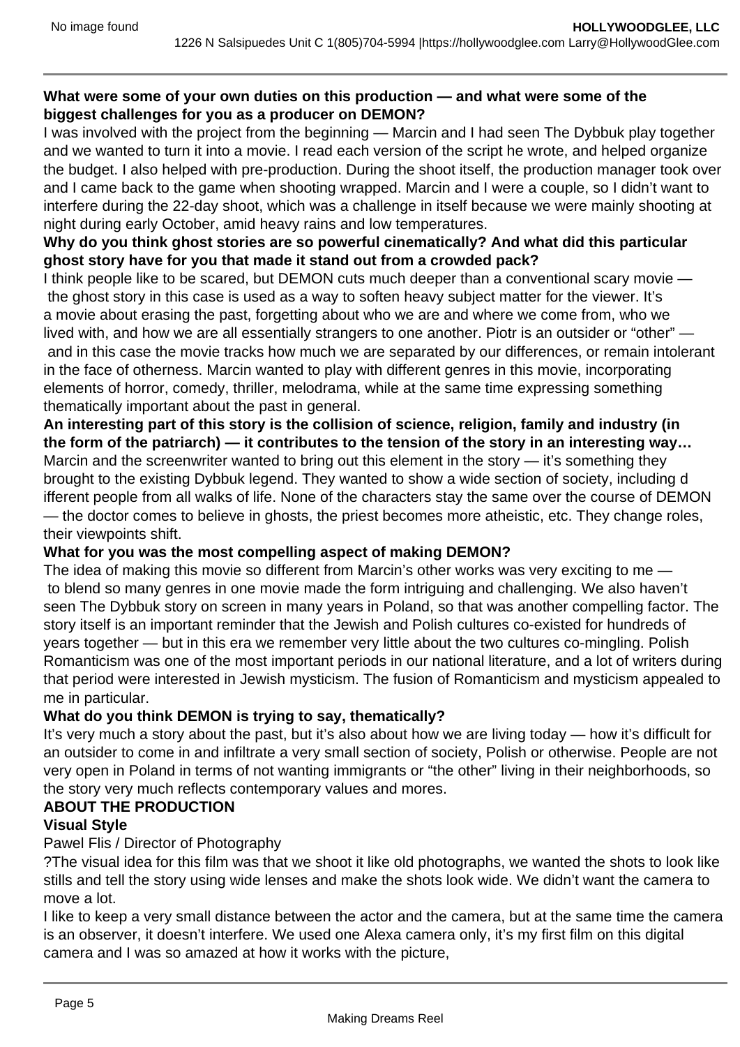**What were some of your own duties on this production — and what were some of the biggest challenges for you as a producer on DEMON?**

I was involved with the project from the beginning — Marcin and I had seen The Dybbuk play together and we wanted to turn it into a movie. I read each version of the script he wrote, and helped organize the budget. I also helped with pre-production. During the shoot itself, the production manager took over and I came back to the game when shooting wrapped. Marcin and I were a couple, so I didn't want to interfere during the 22-day shoot, which was a challenge in itself because we were mainly shooting at night during early October, amid heavy rains and low temperatures.

**Why do you think ghost stories are so powerful cinematically? And what did this particular ghost story have for you that made it stand out from a crowded pack?**

I think people like to be scared, but DEMON cuts much deeper than a conventional scary movie — the ghost story in this case is used as a way to soften heavy subject matter for the viewer. It's a movie about erasing the past, forgetting about who we are and where we come from, who we lived with, and how we are all essentially strangers to one another. Piotr is an outsider or "other" — and in this case the movie tracks how much we are separated by our differences, or remain intolerant in the face of otherness. Marcin wanted to play with different genres in this movie, incorporating elements of horror, comedy, thriller, melodrama, while at the same time expressing something thematically important about the past in general.

**An interesting part of this story is the collision of science, religion, family and industry (in the form of the patriarch) — it contributes to the tension of the story in an interesting way…**

Marcin and the screenwriter wanted to bring out this element in the story — it's something they brought to the existing Dybbuk legend. They wanted to show a wide section of society, including different people from all walks of life. None of the characters stay the same over the course of DEMON — the doctor comes to believe in ghosts, the priest becomes more atheistic, etc. They change roles, their viewpoints shift.

**What for you was the most compelling aspect of making DEMON?**

The idea of making this movie so different from Marcin's other works was very exciting to me — to blend so many genres in one movie made the form intriguing and challenging. We also haven't seen The Dybbuk story on screen in many years in Poland, so that was another compelling factor. The story itself is an important reminder that the Jewish and Polish cultures co-existed for hundreds of years together — but in this era we remember very little about the two cultures co-mingling. Polish Romanticism was one of the most important periods in our national literature, and a lot of writers during that period were interested in Jewish mysticism. The fusion of Romanticism and mysticism appealed to me in particular.

**What do you think DEMON is trying to say, thematically?**

It's very much a story about the past, but it's also about how we are living today — how it's difficult for an outsider to come in and infiltrate a very small section of society, Polish or otherwise. People are not very open in Poland in terms of not wanting immigrants or "the other" living in their neighborhoods, so the story very much reflects contemporary values and mores.

**ABOUT THE PRODUCTION**

**Visual Style**

Pawel Flis / Director of Photography

?The visual idea for this film was that we shoot it like old photographs, we wanted the shots to look like stills and tell the story using wide lenses and make the shots look wide. We didn't want the camera to move a lot.

I like to keep a very small distance between the actor and the camera, but at the same time the camera is an observer, it doesn't interfere. We used one Alexa camera only, it's my first film on this digital camera and I was so amazed at how it works with the picture,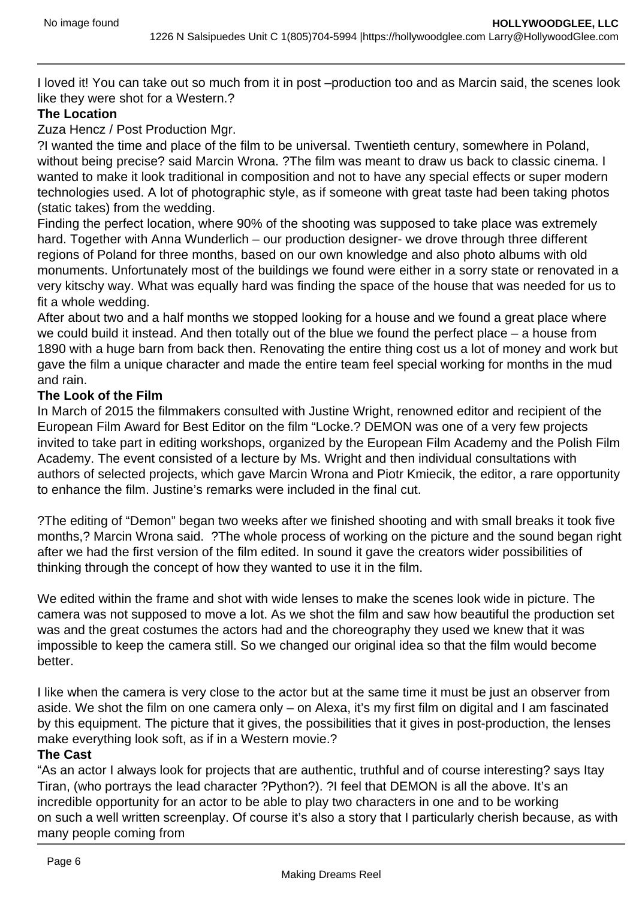I loved it! You can take out so much from it in post –production too and as Marcin said, the scenes look like they were shot for a Western.?

**The Location**

Zuza Hencz / Post Production Mgr.

?I wanted the time and place of the film to be universal. Twentieth century, somewhere in Poland, without being precise? said Marcin Wrona. ?The film was meant to draw us back to classic cinema. I wanted to make it look traditional in composition and not to have any special effects or super modern technologies used. A lot of photographic style, as if someone with great taste had been taking photos (static takes) from the wedding.

Finding the perfect location, where 90% of the shooting was supposed to take place was extremely hard. Together with Anna Wunderlich – our production designer- we drove through three different regions of Poland for three months, based on our own knowledge and also photo albums with old monuments. Unfortunately most of the buildings we found were either in a sorry state or renovated in a very kitschy way. What was equally hard was finding the space of the house that was needed for us to fit a whole wedding.

After about two and a half months we stopped looking for a house and we found a great place where we could build it instead. And then totally out of the blue we found the perfect place – a house from 1890 with a huge barn from back then. Renovating the entire thing cost us a lot of money and work but gave the film a unique character and made the entire team feel special working for months in the mud and rain.

**The Look of the Film**

In March of 2015 the filmmakers consulted with Justine Wright, renowned editor and recipient of the European Film Award for Best Editor on the film "Locke.? DEMON was one of a very few projects invited to take part in editing workshops, organized by the European Film Academy and the Polish Film Academy. The event consisted of a lecture by Ms. Wright and then individual consultations with authors of selected projects, which gave Marcin Wrona and Piotr Kmiecik, the editor, a rare opportunity to enhance the film. Justine's remarks were included in the final cut.

?The editing of "Demon" began two weeks after we finished shooting and with small breaks it took five months,? Marcin Wrona said. ?The whole process of working on the picture and the sound began right after we had the first version of the film edited. In sound it gave the creators wider possibilities of thinking through the concept of how they wanted to use it in the film.

We edited within the frame and shot with wide lenses to make the scenes look wide in picture. The camera was not supposed to move a lot. As we shot the film and saw how beautiful the production set was and the great costumes the actors had and the choreography they used we knew that it was impossible to keep the camera still. So we changed our original idea so that the film would become better.

I like when the camera is very close to the actor but at the same time it must be just an observer from aside. We shot the film on one camera only – on Alexa, it's my first film on digital and I am fascinated by this equipment. The picture that it gives, the possibilities that it gives in post-production, the lenses make everything look soft, as if in a Western movie.?

**The Cast**

"As an actor I always look for projects that are authentic, truthful and of course interesting? says Itay Tiran, (who portrays the lead character ?Python?). ?I feel that DEMON is all the above. It's an incredible opportunity for an actor to be able to play two characters in one and to be working on such a well written screenplay. Of course it's also a story that I particularly cherish because, as with many people coming from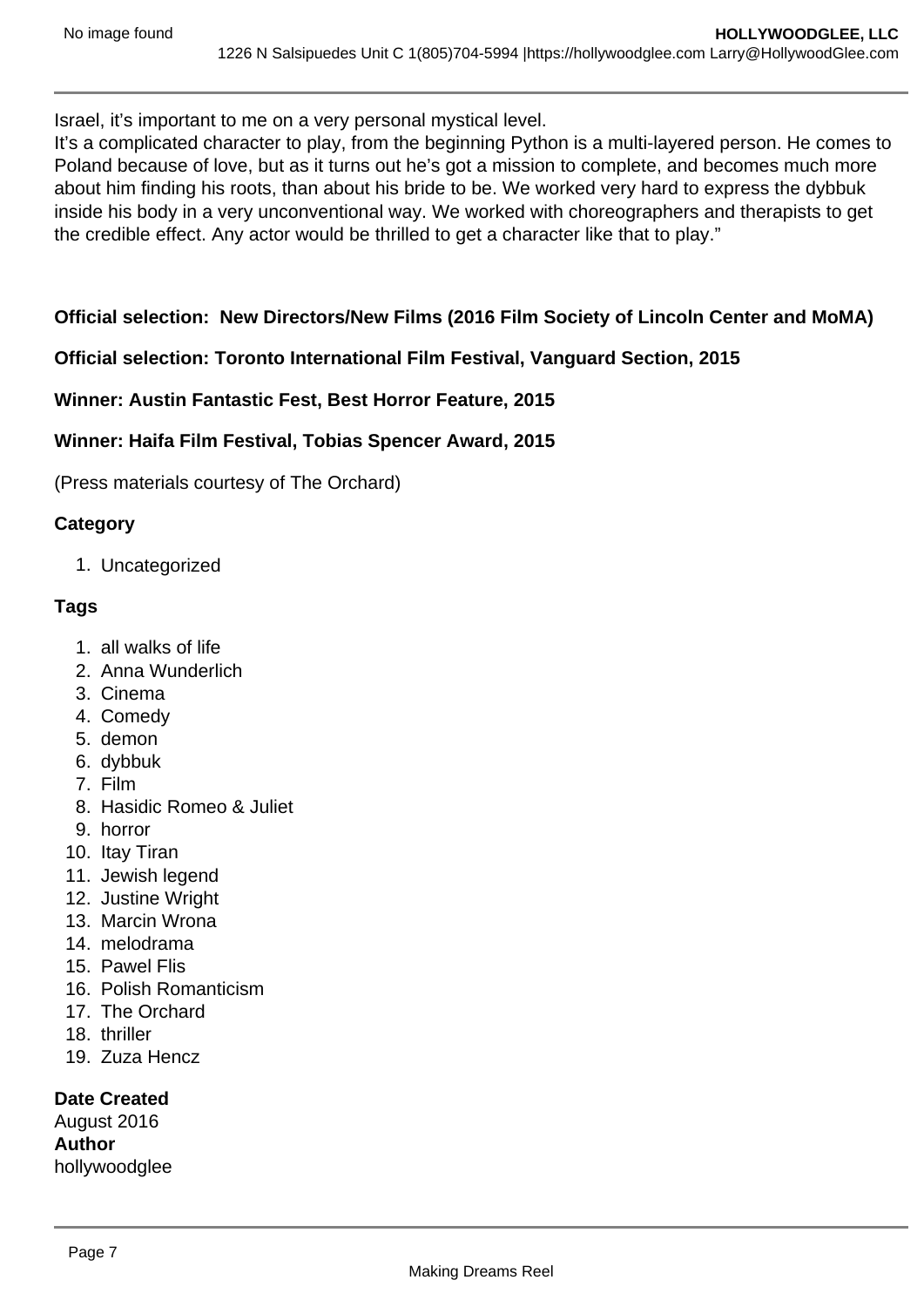Israel, it's important to me on a very personal mystical level.
It's a complicated character to play, from the beginning Python is a multi-layered person. He comes to Poland because of love, but as it turns out he's got a mission to complete, and becomes much more about him finding his roots, than about his bride to be. We worked very hard to express the dybbuk inside his body in a very unconventional way. We worked with choreographers and therapists to get the credible effect. Any actor would be thrilled to get a character like that to play."

**Official selection: New Directors/New Films (2016 Film Society of Lincoln Center and MoMA)**

**Official selection: Toronto International Film Festival, Vanguard Section, 2015**

**Winner: Austin Fantastic Fest, Best Horror Feature, 2015**

**Winner: Haifa Film Festival, Tobias Spencer Award, 2015**

(Press materials courtesy of The Orchard)

**Category**

1. Uncategorized

**Tags**

1. all walks of life
2. Anna Wunderlich
3. Cinema
4. Comedy
5. demon
6. dybbuk
7. Film
8. Hasidic Romeo & Juliet
9. horror
10. Itay Tiran
11. Jewish legend
12. Justine Wright
13. Marcin Wrona
14. melodrama
15. Pawel Flis
16. Polish Romanticism
17. The Orchard
18. thriller
19. Zuza Hencz

**Date Created**
August 2016
**Author**
hollywoodglee